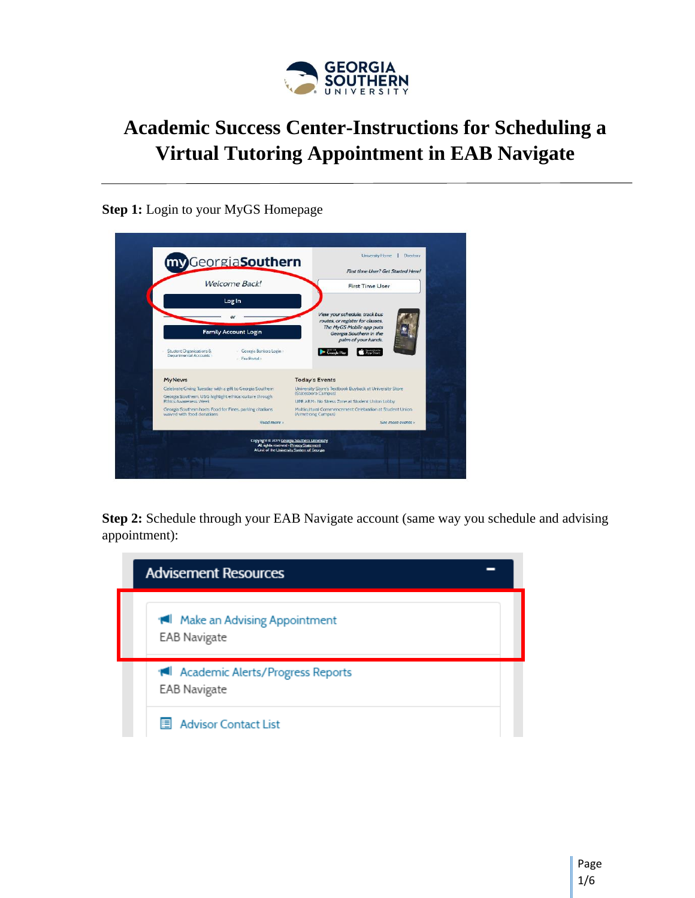# Academic Success Center-Instructions for Scheduling a Virtual Tutoring Appointment in EAB Navigate

**Step 1:** Login to your MyGS Homepage

**Step 2:** Schedule through your EAB Navigate account (same way you schedule and advising appointment):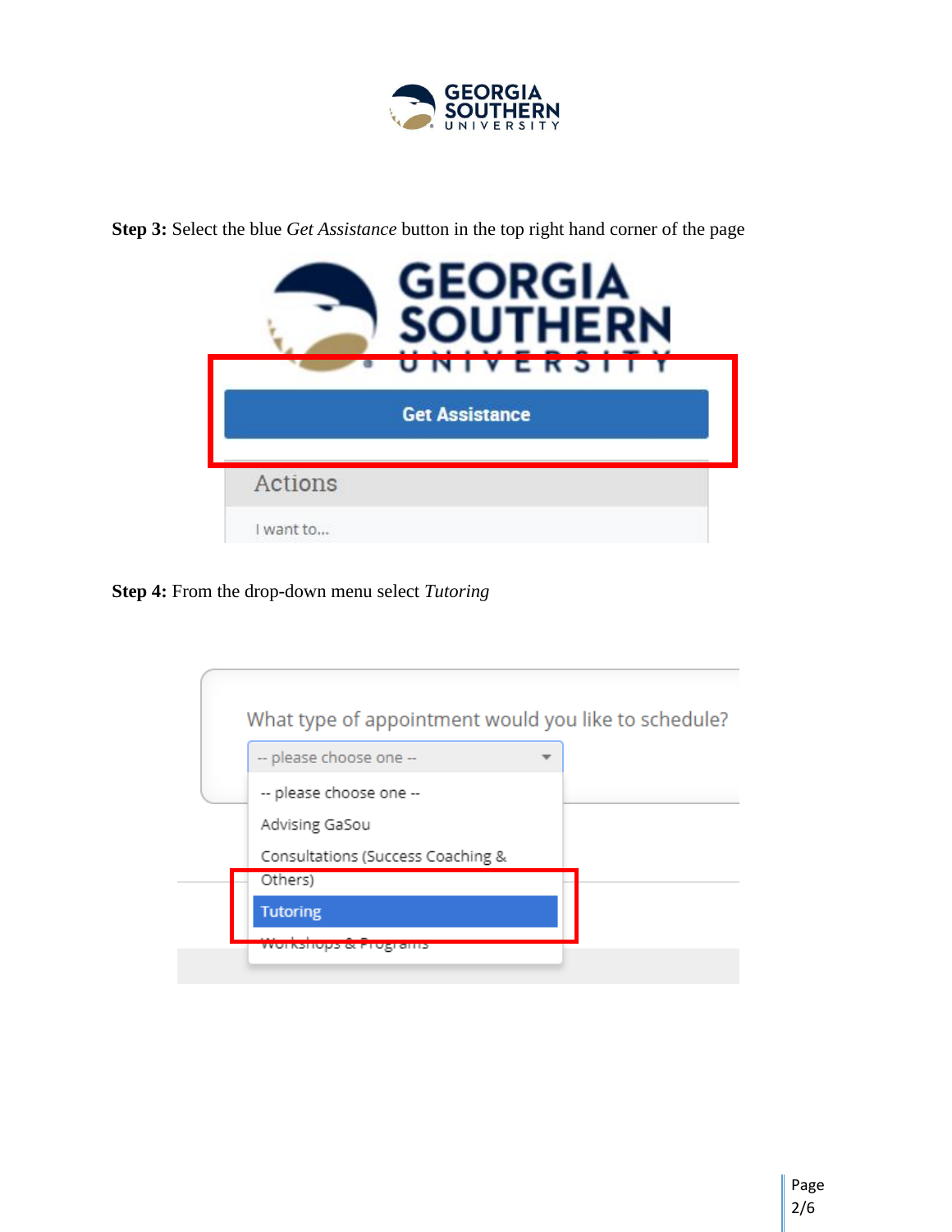**Step 3:** Select the blue *Get Assistance* button in the top right hand corner of the page

**Step 4:** From the drop-down menu select *Tutoring*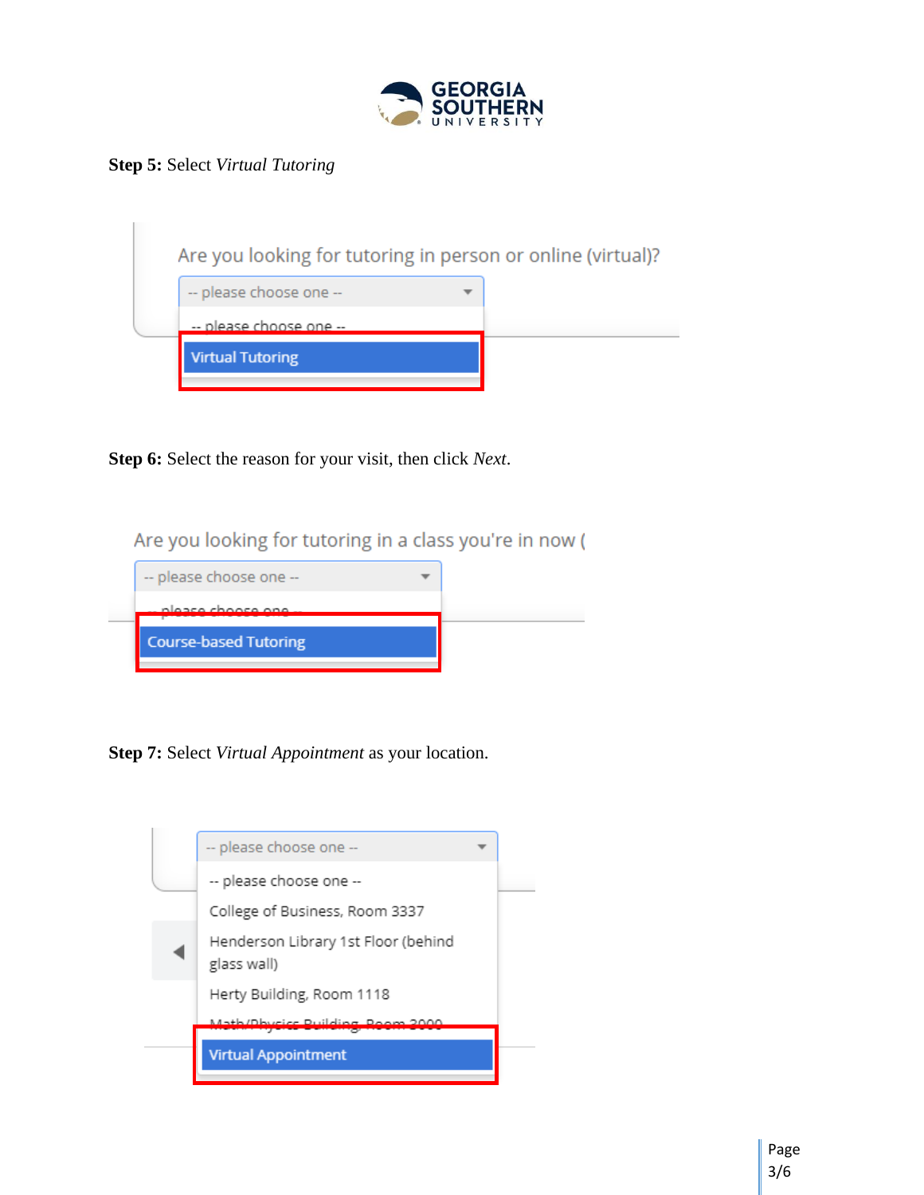**Step 5:** Select *Virtual Tutoring*

Are you looking for tutoring in person or online (virtual)?

-- please choose one --

-- please choose one --

Virtual Tutoring

**Step 6:** Select the reason for your visit, then click *Next*.

Are you looking for tutoring in a class you're in now (

-- please choose one --

-- please choose one --

Course-based Tutoring

**Step 7:** Select *Virtual Appointment* as your location.

-- please choose one --

-- please choose one --

College of Business, Room 3337

Henderson Library 1st Floor (behind glass wall)

Herty Building, Room 1118

Math/Physics Building, Room 3000

Virtual Appointment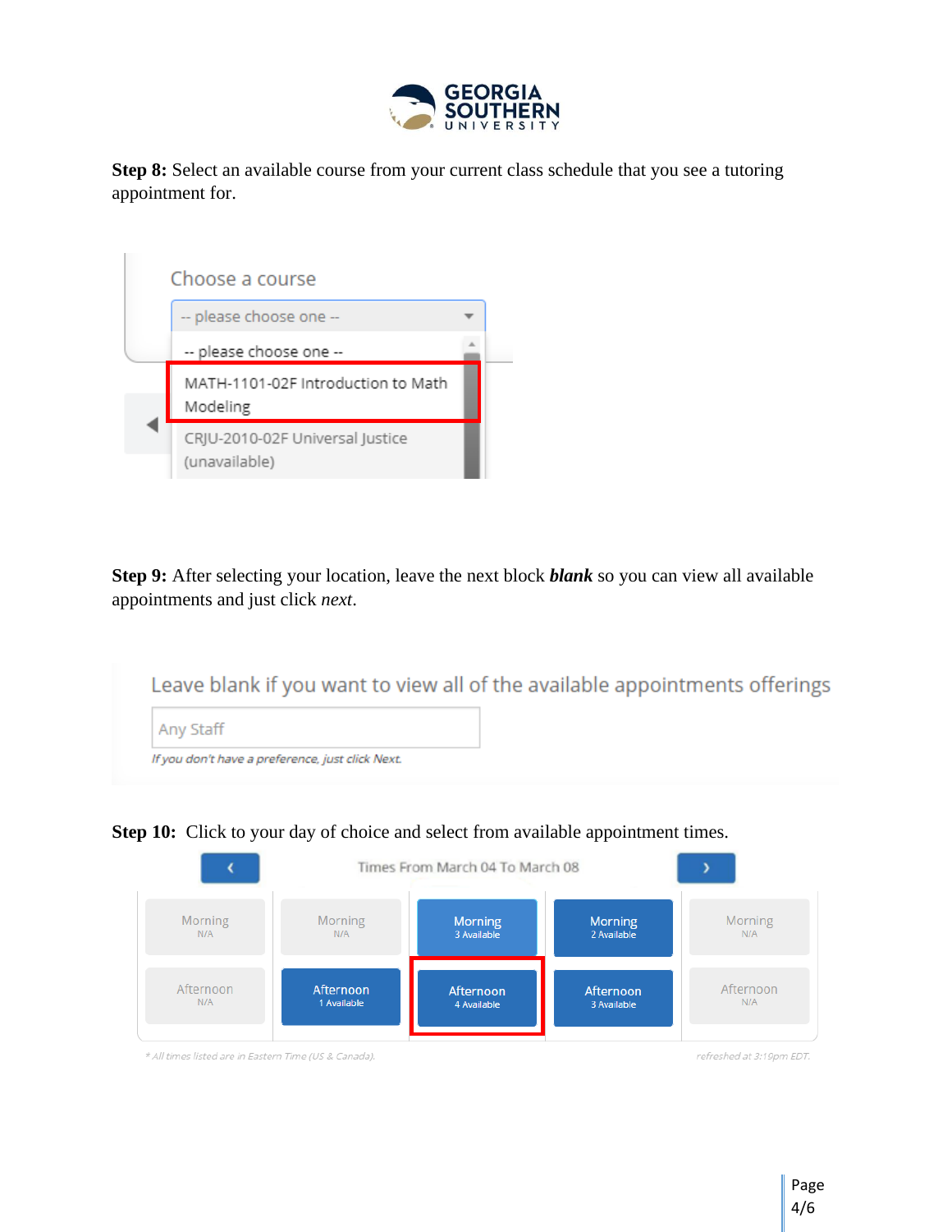**Step 8:** Select an available course from your current class schedule that you see a tutoring appointment for.

Choose a course

-- please choose one --

-- please choose one --

MATH-1101-02F Introduction to Math Modeling

CRJU-2010-02F Universal Justice (unavailable)

**Step 9:** After selecting your location, leave the next block ***blank*** so you can view all available appointments and just click *next*.

Leave blank if you want to view all of the available appointments offerings

Any Staff

*If you don't have a preference, just click Next.*

**Step 10:** Click to your day of choice and select from available appointment times.

Times From March 04 To March 08

| | | | | |
|---|---|---|---|---|
| Morning N/A | Morning N/A | Morning 3 Available | Morning 2 Available | Morning N/A |
| Afternoon N/A | Afternoon 1 Available | Afternoon 4 Available | Afternoon 3 Available | Afternoon N/A |

*\* All times listed are in Eastern Time (US & Canada).*

*refreshed at 3:19pm EDT.*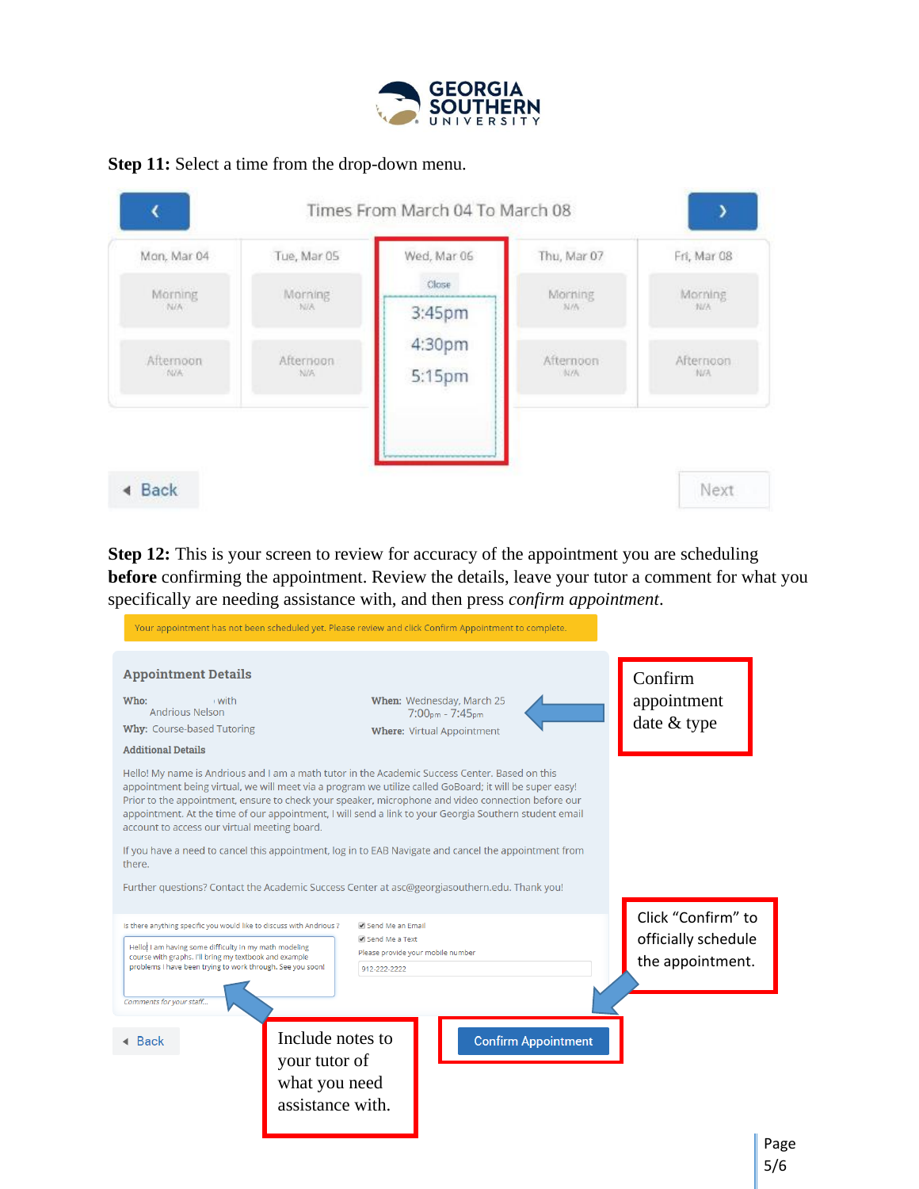**Step 11:** Select a time from the drop-down menu.

Times From March 04 To March 08

| Mon, Mar 04 | Tue, Mar 05 | Wed, Mar 06 | Thu, Mar 07 | Fri, Mar 08 |
|---|---|---|---|---|
| Morning N/A | Morning N/A | Close | Morning N/A | Morning N/A |
| Afternoon N/A | Afternoon N/A | 3:45pm 4:30pm 5:15pm | Afternoon N/A | Afternoon N/A |

Back · Next

**Step 12:** This is your screen to review for accuracy of the appointment you are scheduling **before** confirming the appointment. Review the details, leave your tutor a comment for what you specifically are needing assistance with, and then press *confirm appointment*.

Your appointment has not been scheduled yet. Please review and click Confirm Appointment to complete.

**Appointment Details**

**Who:** with Andrious Nelson

**Why:** Course-based Tutoring

**When:** Wednesday, March 25 7:00pm - 7:45pm

**Where:** Virtual Appointment

Confirm appointment date & type

**Additional Details**

Hello! My name is Andrious and I am a math tutor in the Academic Success Center. Based on this appointment being virtual, we will meet via a program we utilize called GoBoard; it will be super easy! Prior to the appointment, ensure to check your speaker, microphone and video connection before our appointment. At the time of our appointment, I will send a link to your Georgia Southern student email account to access our virtual meeting board.

If you have a need to cancel this appointment, log in to EAB Navigate and cancel the appointment from there.

Further questions? Contact the Academic Success Center at asc@georgiasouthern.edu. Thank you!

Is there anything specific you would like to discuss with Andrious?

Hello! I am having some difficulty in my math modeling course with graphs. I'll bring my textbook and example problems I have been trying to work through. See you soon!

Comments for your staff...

Send Me an Email
Send Me a Text
Please provide your mobile number
912-222-2222

Click "Confirm" to officially schedule the appointment.

Include notes to your tutor of what you need assistance with.

Back · Confirm Appointment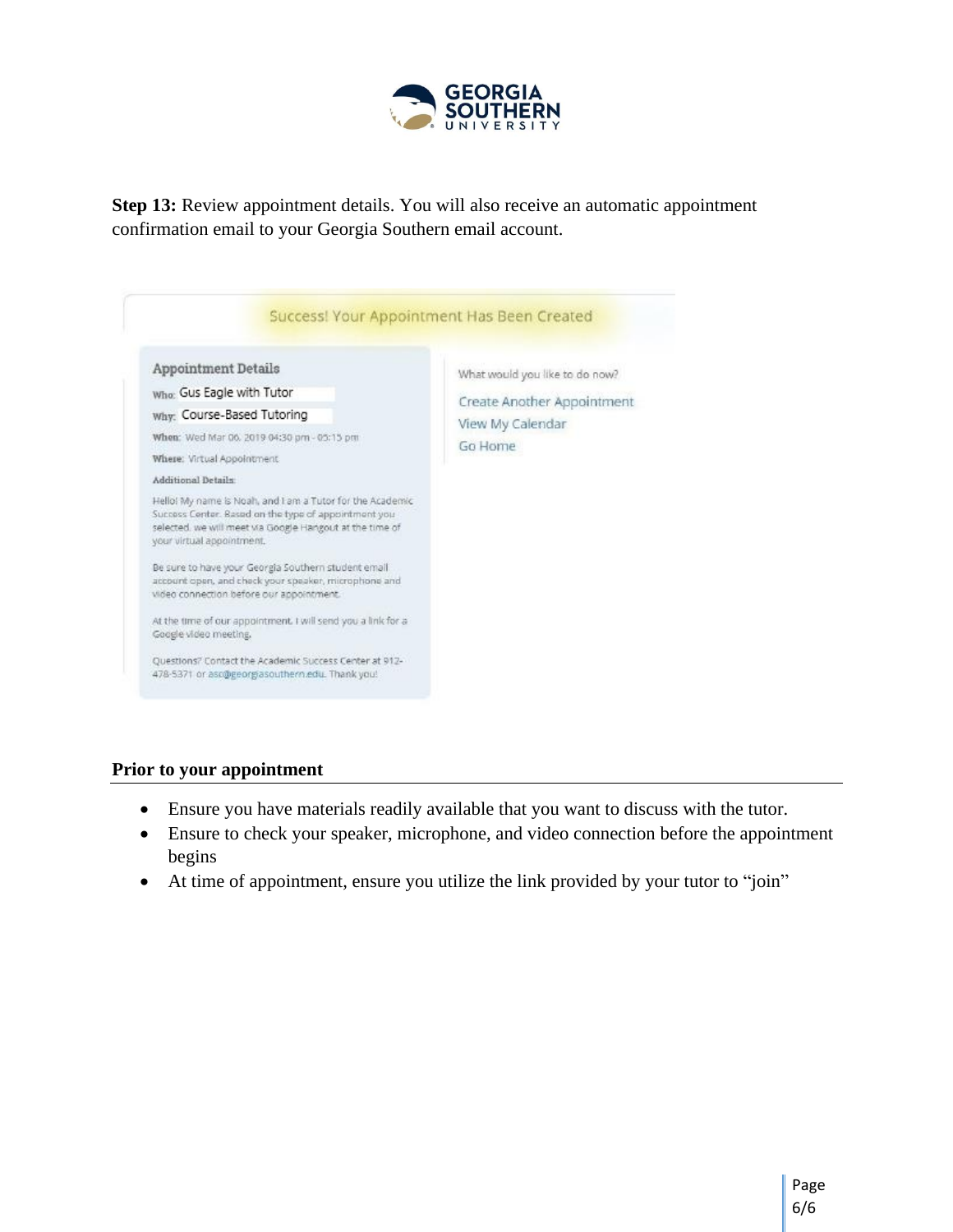**Step 13:** Review appointment details. You will also receive an automatic appointment confirmation email to your Georgia Southern email account.

Success! Your Appointment Has Been Created

**Appointment Details**

**Who:** Gus Eagle with Tutor

**Why:** Course-Based Tutoring

**When:** Wed Mar 06, 2019 04:30 pm - 05:15 pm

**Where:** Virtual Appointment

**Additional Details:**

Hello! My name is Noah, and I am a Tutor for the Academic Success Center. Based on the type of appointment you selected, we will meet via Google Hangout at the time of your virtual appointment.

Be sure to have your Georgia Southern student email account open, and check your speaker, microphone and video connection before our appointment.

At the time of our appointment, I will send you a link for a Google video meeting.

Questions? Contact the Academic Success Center at 912-478-5371 or asc@georgiasouthern.edu. Thank you!

What would you like to do now?

Create Another Appointment

View My Calendar

Go Home

## Prior to your appointment

- Ensure you have materials readily available that you want to discuss with the tutor.
- Ensure to check your speaker, microphone, and video connection before the appointment begins
- At time of appointment, ensure you utilize the link provided by your tutor to "join"